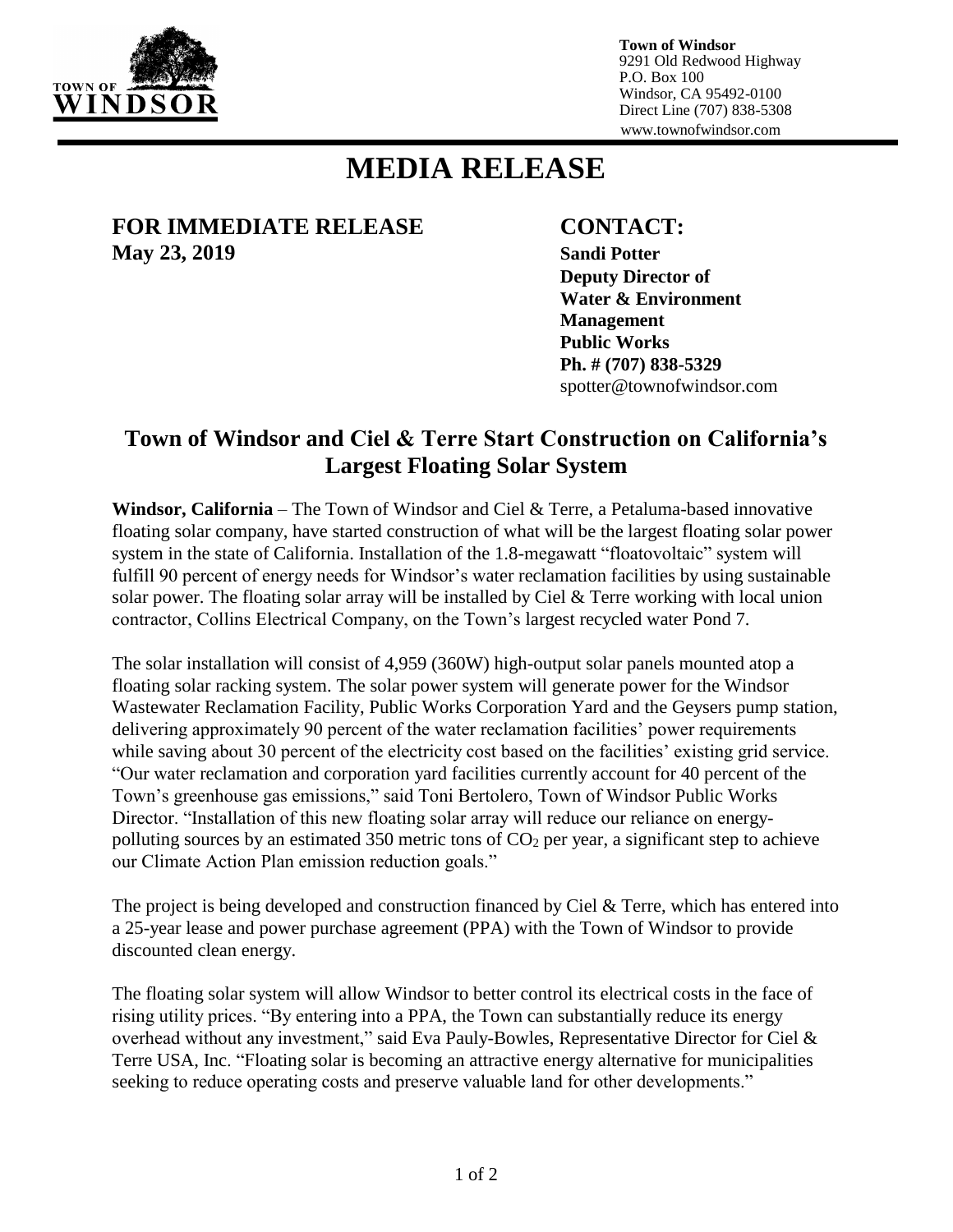**Town of Windsor**
9291 Old Redwood Highway
P.O. Box 100
Windsor, CA 95492-0100
Direct Line (707) 838-5308
www.townofwindsor.com

# MEDIA RELEASE

**FOR IMMEDIATE RELEASE**
**May 23, 2019**

**CONTACT:**
**Sandi Potter**
**Deputy Director of Water & Environment Management**
**Public Works**
**Ph. # (707) 838-5329**
spotter@townofwindsor.com

## Town of Windsor and Ciel & Terre Start Construction on California's Largest Floating Solar System

**Windsor, California** – The Town of Windsor and Ciel & Terre, a Petaluma-based innovative floating solar company, have started construction of what will be the largest floating solar power system in the state of California. Installation of the 1.8-megawatt "floatovoltaic" system will fulfill 90 percent of energy needs for Windsor's water reclamation facilities by using sustainable solar power. The floating solar array will be installed by Ciel & Terre working with local union contractor, Collins Electrical Company, on the Town's largest recycled water Pond 7.

The solar installation will consist of 4,959 (360W) high-output solar panels mounted atop a floating solar racking system. The solar power system will generate power for the Windsor Wastewater Reclamation Facility, Public Works Corporation Yard and the Geysers pump station, delivering approximately 90 percent of the water reclamation facilities' power requirements while saving about 30 percent of the electricity cost based on the facilities' existing grid service. "Our water reclamation and corporation yard facilities currently account for 40 percent of the Town's greenhouse gas emissions," said Toni Bertolero, Town of Windsor Public Works Director. "Installation of this new floating solar array will reduce our reliance on energy-polluting sources by an estimated 350 metric tons of $CO_2$ per year, a significant step to achieve our Climate Action Plan emission reduction goals."

The project is being developed and construction financed by Ciel & Terre, which has entered into a 25-year lease and power purchase agreement (PPA) with the Town of Windsor to provide discounted clean energy.

The floating solar system will allow Windsor to better control its electrical costs in the face of rising utility prices. "By entering into a PPA, the Town can substantially reduce its energy overhead without any investment," said Eva Pauly-Bowles, Representative Director for Ciel & Terre USA, Inc. "Floating solar is becoming an attractive energy alternative for municipalities seeking to reduce operating costs and preserve valuable land for other developments."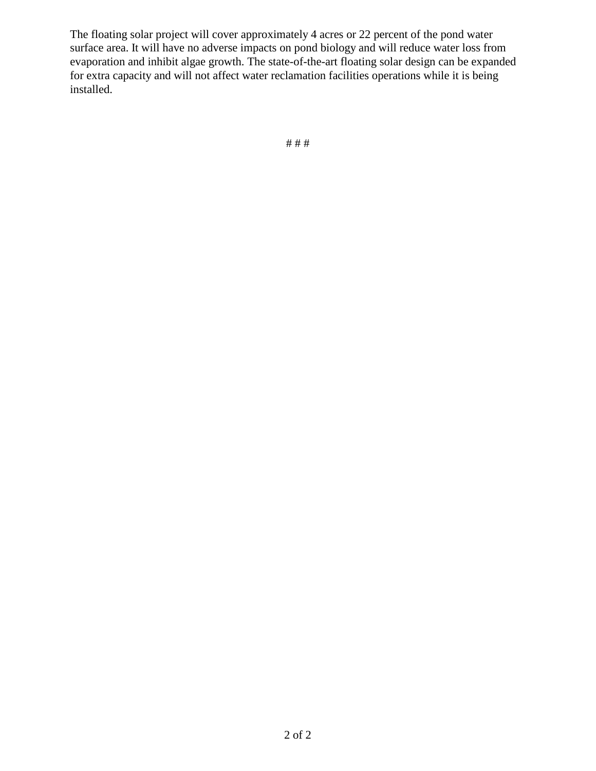The floating solar project will cover approximately 4 acres or 22 percent of the pond water surface area. It will have no adverse impacts on pond biology and will reduce water loss from evaporation and inhibit algae growth. The state-of-the-art floating solar design can be expanded for extra capacity and will not affect water reclamation facilities operations while it is being installed.

# # #